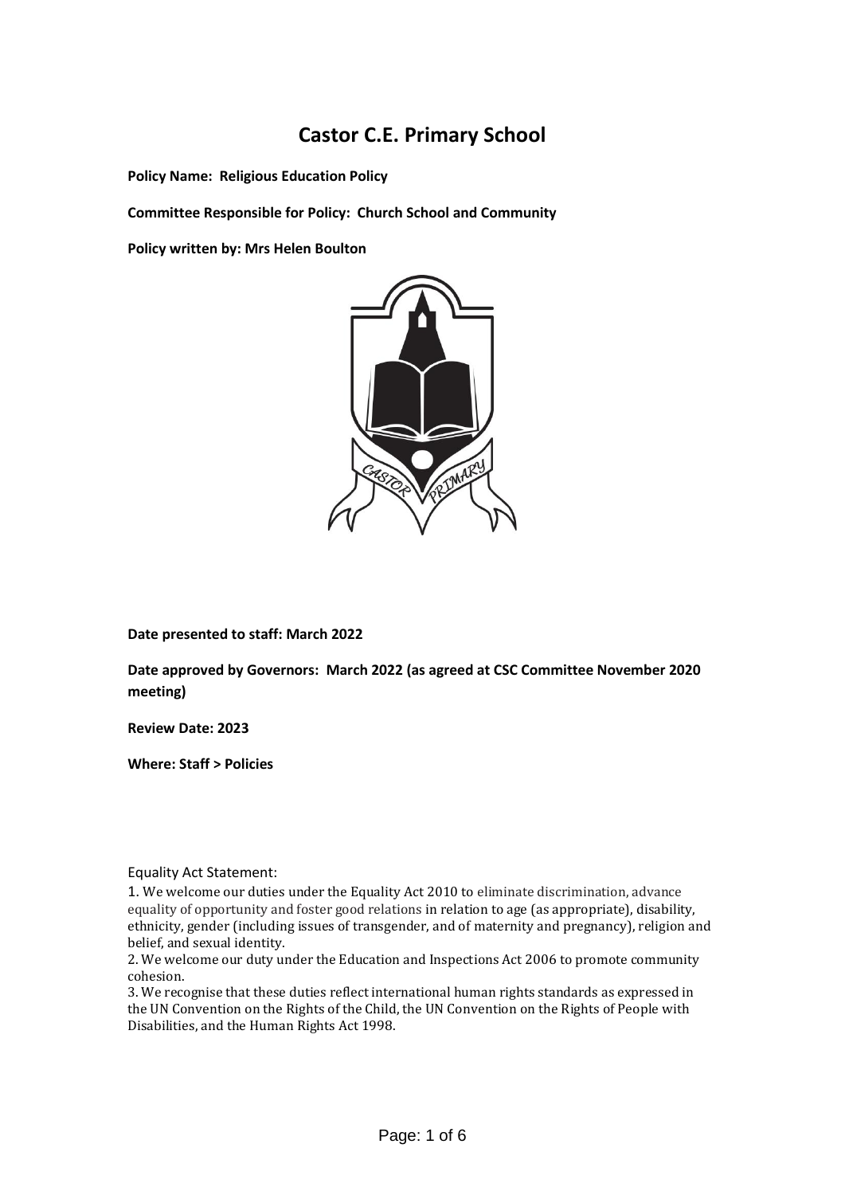# Castor C.E. Primary School

**Policy Name: Religious Education Policy**

**Committee Responsible for Policy: Church School and Community**

**Policy written by: Mrs Helen Boulton**

**Date presented to staff: March 2022**

**Date approved by Governors: March 2022 (as agreed at CSC Committee November 2020 meeting)**

**Review Date: 2023**

**Where: Staff > Policies**

Equality Act Statement:

1. We welcome our duties under the Equality Act 2010 to eliminate discrimination, advance equality of opportunity and foster good relations in relation to age (as appropriate), disability, ethnicity, gender (including issues of transgender, and of maternity and pregnancy), religion and belief, and sexual identity.
2. We welcome our duty under the Education and Inspections Act 2006 to promote community cohesion.
3. We recognise that these duties reflect international human rights standards as expressed in the UN Convention on the Rights of the Child, the UN Convention on the Rights of People with Disabilities, and the Human Rights Act 1998.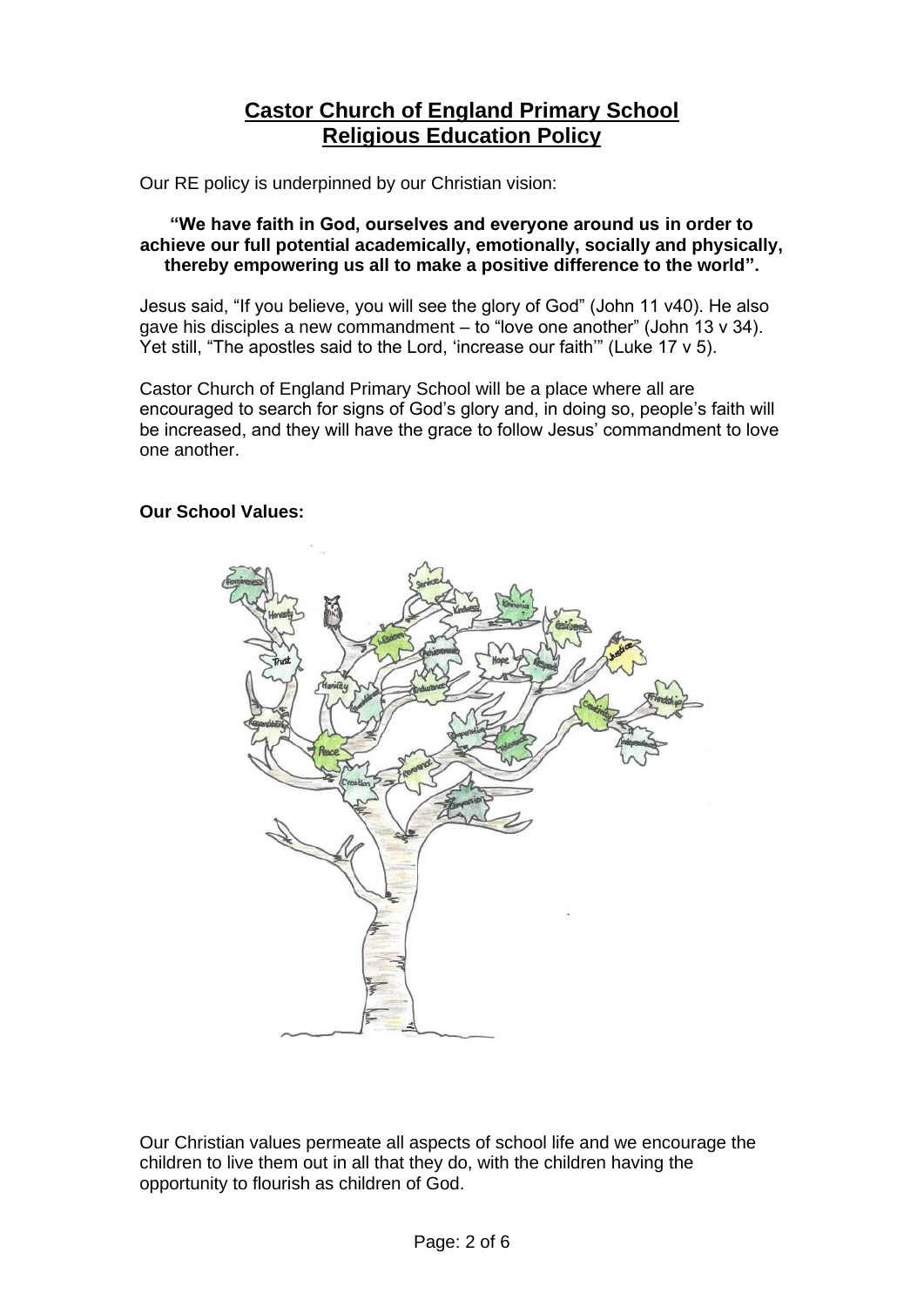# Castor Church of England Primary School
# Religious Education Policy

Our RE policy is underpinned by our Christian vision:

**"We have faith in God, ourselves and everyone around us in order to achieve our full potential academically, emotionally, socially and physically, thereby empowering us all to make a positive difference to the world".**

Jesus said, "If you believe, you will see the glory of God" (John 11 v40). He also gave his disciples a new commandment – to "love one another" (John 13 v 34). Yet still, "The apostles said to the Lord, 'increase our faith'" (Luke 17 v 5).

Castor Church of England Primary School will be a place where all are encouraged to search for signs of God's glory and, in doing so, people's faith will be increased, and they will have the grace to follow Jesus' commandment to love one another.

**Our School Values:**

Our Christian values permeate all aspects of school life and we encourage the children to live them out in all that they do, with the children having the opportunity to flourish as children of God.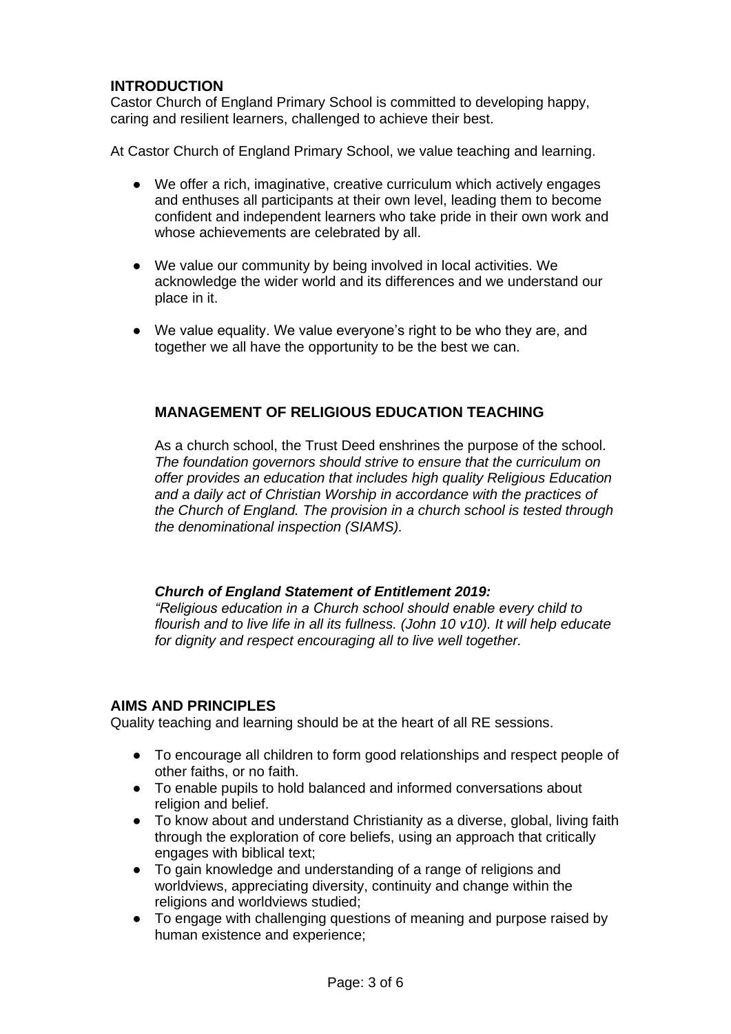## INTRODUCTION

Castor Church of England Primary School is committed to developing happy, caring and resilient learners, challenged to achieve their best.

At Castor Church of England Primary School, we value teaching and learning.

- We offer a rich, imaginative, creative curriculum which actively engages and enthuses all participants at their own level, leading them to become confident and independent learners who take pride in their own work and whose achievements are celebrated by all.
- We value our community by being involved in local activities. We acknowledge the wider world and its differences and we understand our place in it.
- We value equality. We value everyone's right to be who they are, and together we all have the opportunity to be the best we can.

## MANAGEMENT OF RELIGIOUS EDUCATION TEACHING

As a church school, the Trust Deed enshrines the purpose of the school. *The foundation governors should strive to ensure that the curriculum on offer provides an education that includes high quality Religious Education and a daily act of Christian Worship in accordance with the practices of the Church of England. The provision in a church school is tested through the denominational inspection (SIAMS).*

***Church of England Statement of Entitlement 2019:***
*"Religious education in a Church school should enable every child to flourish and to live life in all its fullness. (John 10 v10). It will help educate for dignity and respect encouraging all to live well together.*

## AIMS AND PRINCIPLES

Quality teaching and learning should be at the heart of all RE sessions.

- To encourage all children to form good relationships and respect people of other faiths, or no faith.
- To enable pupils to hold balanced and informed conversations about religion and belief.
- To know about and understand Christianity as a diverse, global, living faith through the exploration of core beliefs, using an approach that critically engages with biblical text;
- To gain knowledge and understanding of a range of religions and worldviews, appreciating diversity, continuity and change within the religions and worldviews studied;
- To engage with challenging questions of meaning and purpose raised by human existence and experience;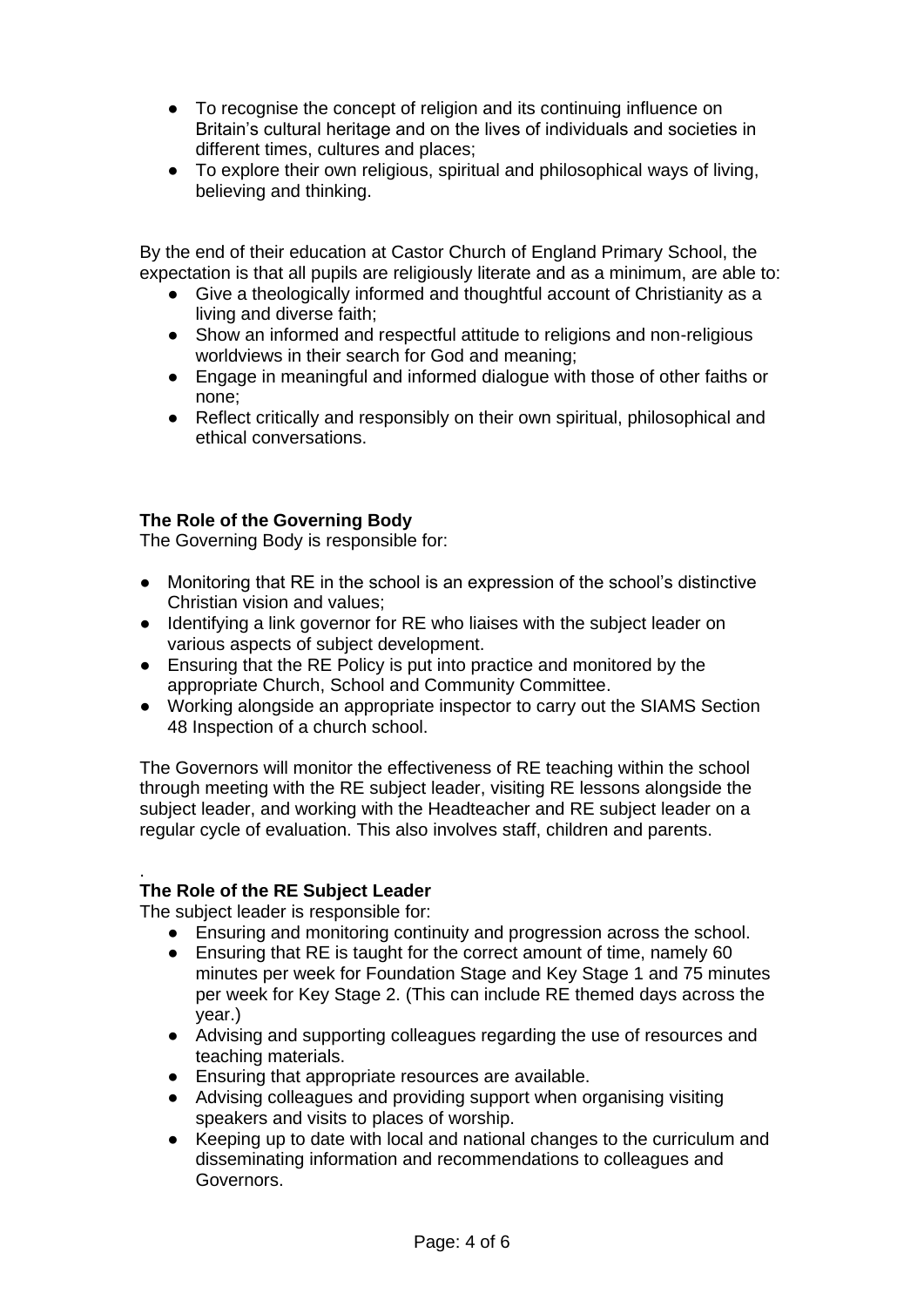- To recognise the concept of religion and its continuing influence on Britain's cultural heritage and on the lives of individuals and societies in different times, cultures and places;
- To explore their own religious, spiritual and philosophical ways of living, believing and thinking.

By the end of their education at Castor Church of England Primary School, the expectation is that all pupils are religiously literate and as a minimum, are able to:

- Give a theologically informed and thoughtful account of Christianity as a living and diverse faith;
- Show an informed and respectful attitude to religions and non-religious worldviews in their search for God and meaning;
- Engage in meaningful and informed dialogue with those of other faiths or none;
- Reflect critically and responsibly on their own spiritual, philosophical and ethical conversations.

**The Role of the Governing Body**

The Governing Body is responsible for:

- Monitoring that RE in the school is an expression of the school's distinctive Christian vision and values;
- Identifying a link governor for RE who liaises with the subject leader on various aspects of subject development.
- Ensuring that the RE Policy is put into practice and monitored by the appropriate Church, School and Community Committee.
- Working alongside an appropriate inspector to carry out the SIAMS Section 48 Inspection of a church school.

The Governors will monitor the effectiveness of RE teaching within the school through meeting with the RE subject leader, visiting RE lessons alongside the subject leader, and working with the Headteacher and RE subject leader on a regular cycle of evaluation. This also involves staff, children and parents.

.

**The Role of the RE Subject Leader**

The subject leader is responsible for:

- Ensuring and monitoring continuity and progression across the school.
- Ensuring that RE is taught for the correct amount of time, namely 60 minutes per week for Foundation Stage and Key Stage 1 and 75 minutes per week for Key Stage 2. (This can include RE themed days across the year.)
- Advising and supporting colleagues regarding the use of resources and teaching materials.
- Ensuring that appropriate resources are available.
- Advising colleagues and providing support when organising visiting speakers and visits to places of worship.
- Keeping up to date with local and national changes to the curriculum and disseminating information and recommendations to colleagues and Governors.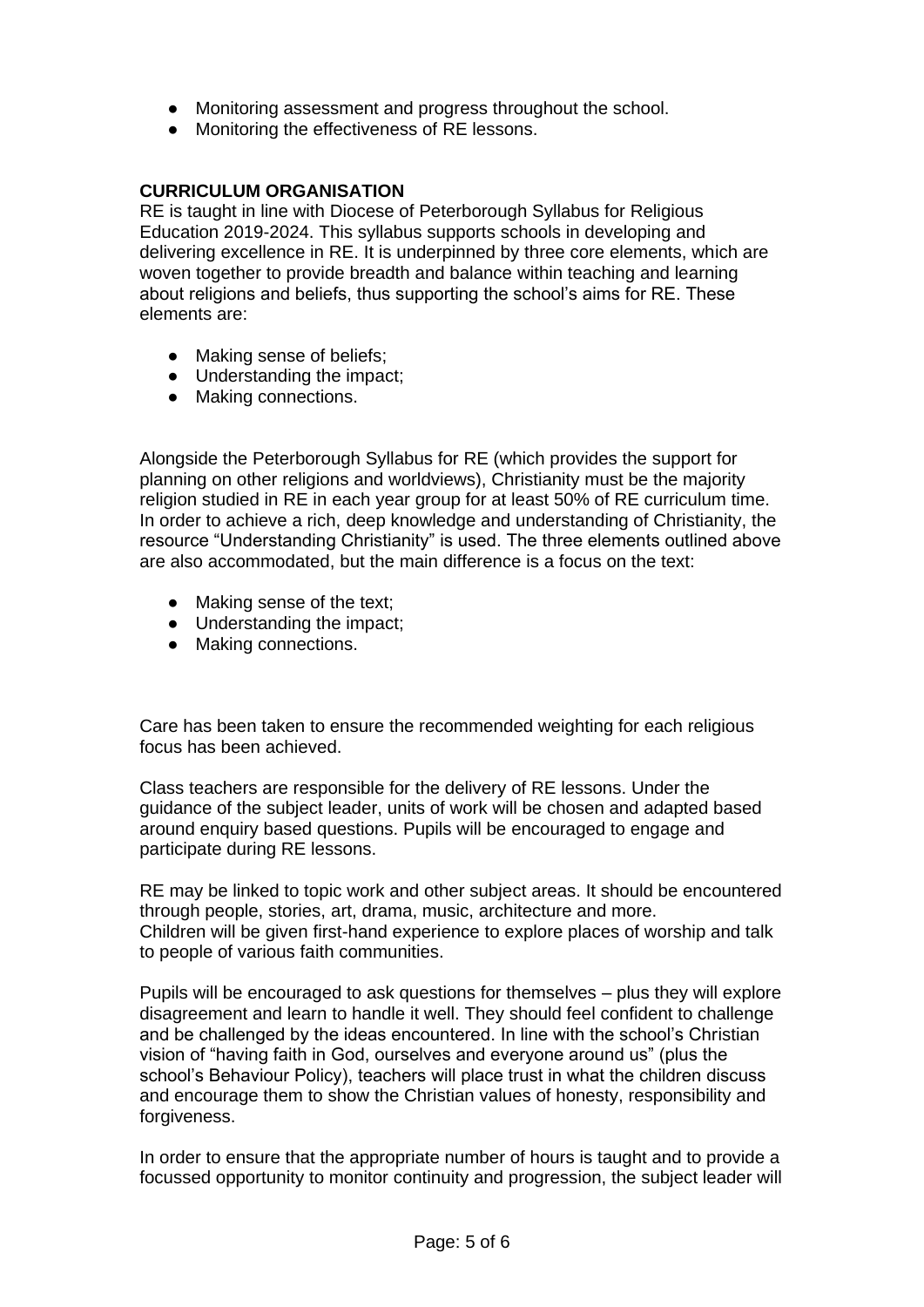- Monitoring assessment and progress throughout the school.
- Monitoring the effectiveness of RE lessons.

**CURRICULUM ORGANISATION**

RE is taught in line with Diocese of Peterborough Syllabus for Religious Education 2019-2024. This syllabus supports schools in developing and delivering excellence in RE. It is underpinned by three core elements, which are woven together to provide breadth and balance within teaching and learning about religions and beliefs, thus supporting the school's aims for RE. These elements are:

- Making sense of beliefs;
- Understanding the impact;
- Making connections.

Alongside the Peterborough Syllabus for RE (which provides the support for planning on other religions and worldviews), Christianity must be the majority religion studied in RE in each year group for at least 50% of RE curriculum time. In order to achieve a rich, deep knowledge and understanding of Christianity, the resource "Understanding Christianity" is used. The three elements outlined above are also accommodated, but the main difference is a focus on the text:

- Making sense of the text;
- Understanding the impact;
- Making connections.

Care has been taken to ensure the recommended weighting for each religious focus has been achieved.

Class teachers are responsible for the delivery of RE lessons. Under the guidance of the subject leader, units of work will be chosen and adapted based around enquiry based questions. Pupils will be encouraged to engage and participate during RE lessons.

RE may be linked to topic work and other subject areas. It should be encountered through people, stories, art, drama, music, architecture and more.
Children will be given first-hand experience to explore places of worship and talk to people of various faith communities.

Pupils will be encouraged to ask questions for themselves – plus they will explore disagreement and learn to handle it well. They should feel confident to challenge and be challenged by the ideas encountered. In line with the school's Christian vision of "having faith in God, ourselves and everyone around us" (plus the school's Behaviour Policy), teachers will place trust in what the children discuss and encourage them to show the Christian values of honesty, responsibility and forgiveness.

In order to ensure that the appropriate number of hours is taught and to provide a focussed opportunity to monitor continuity and progression, the subject leader will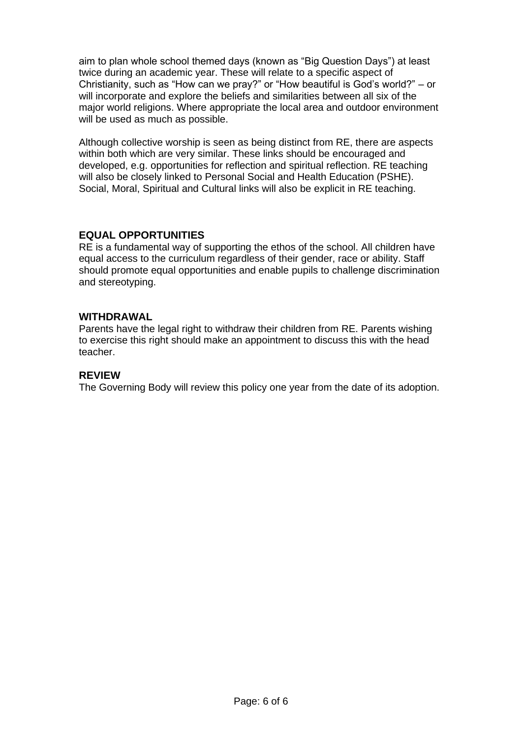aim to plan whole school themed days (known as "Big Question Days") at least twice during an academic year. These will relate to a specific aspect of Christianity, such as "How can we pray?" or "How beautiful is God's world?" – or will incorporate and explore the beliefs and similarities between all six of the major world religions. Where appropriate the local area and outdoor environment will be used as much as possible.

Although collective worship is seen as being distinct from RE, there are aspects within both which are very similar. These links should be encouraged and developed, e.g. opportunities for reflection and spiritual reflection. RE teaching will also be closely linked to Personal Social and Health Education (PSHE). Social, Moral, Spiritual and Cultural links will also be explicit in RE teaching.

## EQUAL OPPORTUNITIES

RE is a fundamental way of supporting the ethos of the school. All children have equal access to the curriculum regardless of their gender, race or ability. Staff should promote equal opportunities and enable pupils to challenge discrimination and stereotyping.

## WITHDRAWAL

Parents have the legal right to withdraw their children from RE. Parents wishing to exercise this right should make an appointment to discuss this with the head teacher.

## REVIEW

The Governing Body will review this policy one year from the date of its adoption.